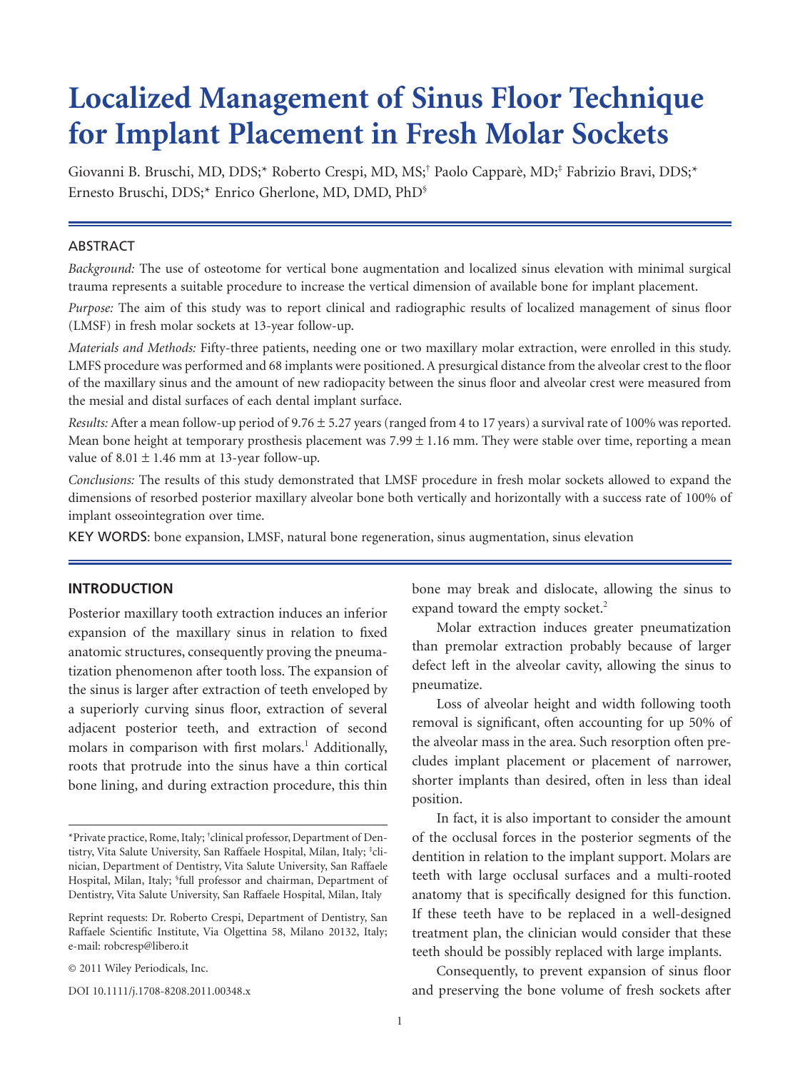# Localized Management of Sinus Floor Technique for Implant Placement in Fresh Molar Sockets

Giovanni B. Bruschi, MD, DDS;* Roberto Crespi, MD, MS;[†] Paolo Capparè, MD;[‡] Fabrizio Bravi, DDS;* Ernesto Bruschi, DDS;* Enrico Gherlone, MD, DMD, PhD[§]

## ABSTRACT

*Background:* The use of osteotome for vertical bone augmentation and localized sinus elevation with minimal surgical trauma represents a suitable procedure to increase the vertical dimension of available bone for implant placement.

*Purpose:* The aim of this study was to report clinical and radiographic results of localized management of sinus floor (LMSF) in fresh molar sockets at 13-year follow-up.

*Materials and Methods:* Fifty-three patients, needing one or two maxillary molar extraction, were enrolled in this study. LMFS procedure was performed and 68 implants were positioned. A presurgical distance from the alveolar crest to the floor of the maxillary sinus and the amount of new radiopacity between the sinus floor and alveolar crest were measured from the mesial and distal surfaces of each dental implant surface.

*Results:* After a mean follow-up period of 9.76 ± 5.27 years (ranged from 4 to 17 years) a survival rate of 100% was reported. Mean bone height at temporary prosthesis placement was 7.99 ± 1.16 mm. They were stable over time, reporting a mean value of 8.01 ± 1.46 mm at 13-year follow-up.

*Conclusions:* The results of this study demonstrated that LMSF procedure in fresh molar sockets allowed to expand the dimensions of resorbed posterior maxillary alveolar bone both vertically and horizontally with a success rate of 100% of implant osseointegration over time.

KEY WORDS: bone expansion, LMSF, natural bone regeneration, sinus augmentation, sinus elevation

## INTRODUCTION

Posterior maxillary tooth extraction induces an inferior expansion of the maxillary sinus in relation to fixed anatomic structures, consequently proving the pneumatization phenomenon after tooth loss. The expansion of the sinus is larger after extraction of teeth enveloped by a superiorly curving sinus floor, extraction of several adjacent posterior teeth, and extraction of second molars in comparison with first molars.[1] Additionally, roots that protrude into the sinus have a thin cortical bone lining, and during extraction procedure, this thin bone may break and dislocate, allowing the sinus to expand toward the empty socket.[2]

Molar extraction induces greater pneumatization than premolar extraction probably because of larger defect left in the alveolar cavity, allowing the sinus to pneumatize.

Loss of alveolar height and width following tooth removal is significant, often accounting for up 50% of the alveolar mass in the area. Such resorption often precludes implant placement or placement of narrower, shorter implants than desired, often in less than ideal position.

In fact, it is also important to consider the amount of the occlusal forces in the posterior segments of the dentition in relation to the implant support. Molars are teeth with large occlusal surfaces and a multi-rooted anatomy that is specifically designed for this function. If these teeth have to be replaced in a well-designed treatment plan, the clinician would consider that these teeth should be possibly replaced with large implants.

Consequently, to prevent expansion of sinus floor and preserving the bone volume of fresh sockets after

---

*Private practice, Rome, Italy; [†]clinical professor, Department of Dentistry, Vita Salute University, San Raffaele Hospital, Milan, Italy; [‡]clinician, Department of Dentistry, Vita Salute University, San Raffaele Hospital, Milan, Italy; [§]full professor and chairman, Department of Dentistry, Vita Salute University, San Raffaele Hospital, Milan, Italy

Reprint requests: Dr. Roberto Crespi, Department of Dentistry, San Raffaele Scientific Institute, Via Olgettina 58, Milano 20132, Italy; e-mail: robcresp@libero.it

© 2011 Wiley Periodicals, Inc.

DOI 10.1111/j.1708-8208.2011.00348.x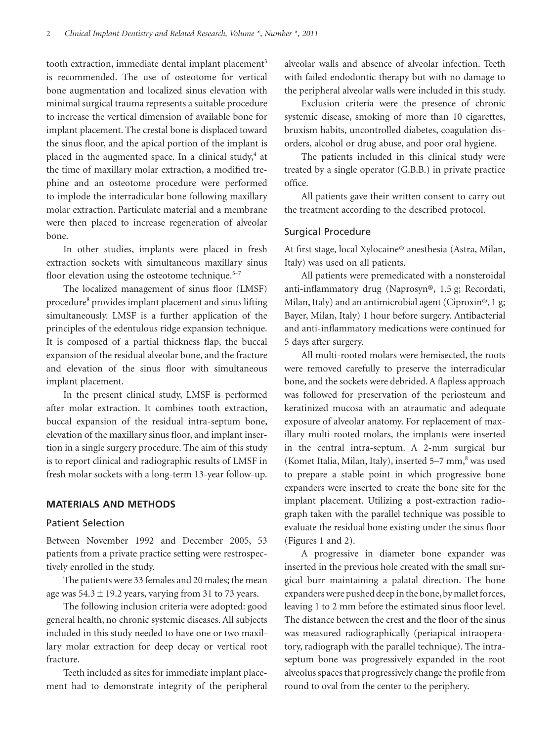tooth extraction, immediate dental implant placement[3] is recommended. The use of osteotome for vertical bone augmentation and localized sinus elevation with minimal surgical trauma represents a suitable procedure to increase the vertical dimension of available bone for implant placement. The crestal bone is displaced toward the sinus floor, and the apical portion of the implant is placed in the augmented space. In a clinical study,[4] at the time of maxillary molar extraction, a modified trephine and an osteotome procedure were performed to implode the interradicular bone following maxillary molar extraction. Particulate material and a membrane were then placed to increase regeneration of alveolar bone.

In other studies, implants were placed in fresh extraction sockets with simultaneous maxillary sinus floor elevation using the osteotome technique.[5–7]

The localized management of sinus floor (LMSF) procedure[8] provides implant placement and sinus lifting simultaneously. LMSF is a further application of the principles of the edentulous ridge expansion technique. It is composed of a partial thickness flap, the buccal expansion of the residual alveolar bone, and the fracture and elevation of the sinus floor with simultaneous implant placement.

In the present clinical study, LMSF is performed after molar extraction. It combines tooth extraction, buccal expansion of the residual intra-septum bone, elevation of the maxillary sinus floor, and implant insertion in a single surgery procedure. The aim of this study is to report clinical and radiographic results of LMSF in fresh molar sockets with a long-term 13-year follow-up.

## MATERIALS AND METHODS

### Patient Selection

Between November 1992 and December 2005, 53 patients from a private practice setting were restrospectively enrolled in the study.

The patients were 33 females and 20 males; the mean age was 54.3 ± 19.2 years, varying from 31 to 73 years.

The following inclusion criteria were adopted: good general health, no chronic systemic diseases. All subjects included in this study needed to have one or two maxillary molar extraction for deep decay or vertical root fracture.

Teeth included as sites for immediate implant placement had to demonstrate integrity of the peripheral alveolar walls and absence of alveolar infection. Teeth with failed endodontic therapy but with no damage to the peripheral alveolar walls were included in this study.

Exclusion criteria were the presence of chronic systemic disease, smoking of more than 10 cigarettes, bruxism habits, uncontrolled diabetes, coagulation disorders, alcohol or drug abuse, and poor oral hygiene.

The patients included in this clinical study were treated by a single operator (G.B.B.) in private practice office.

All patients gave their written consent to carry out the treatment according to the described protocol.

### Surgical Procedure

At first stage, local Xylocaine® anesthesia (Astra, Milan, Italy) was used on all patients.

All patients were premedicated with a nonsteroidal anti-inflammatory drug (Naprosyn®, 1.5 g; Recordati, Milan, Italy) and an antimicrobial agent (Ciproxin®, 1 g; Bayer, Milan, Italy) 1 hour before surgery. Antibacterial and anti-inflammatory medications were continued for 5 days after surgery.

All multi-rooted molars were hemisected, the roots were removed carefully to preserve the interradicular bone, and the sockets were debrided. A flapless approach was followed for preservation of the periosteum and keratinized mucosa with an atraumatic and adequate exposure of alveolar anatomy. For replacement of maxillary multi-rooted molars, the implants were inserted in the central intra-septum. A 2-mm surgical bur (Komet Italia, Milan, Italy), inserted 5–7 mm,[8] was used to prepare a stable point in which progressive bone expanders were inserted to create the bone site for the implant placement. Utilizing a post-extraction radiograph taken with the parallel technique was possible to evaluate the residual bone existing under the sinus floor (Figures 1 and 2).

A progressive in diameter bone expander was inserted in the previous hole created with the small surgical burr maintaining a palatal direction. The bone expanders were pushed deep in the bone, by mallet forces, leaving 1 to 2 mm before the estimated sinus floor level. The distance between the crest and the floor of the sinus was measured radiographically (periapical intraoperatory, radiograph with the parallel technique). The intra-septum bone was progressively expanded in the root alveolus spaces that progressively change the profile from round to oval from the center to the periphery.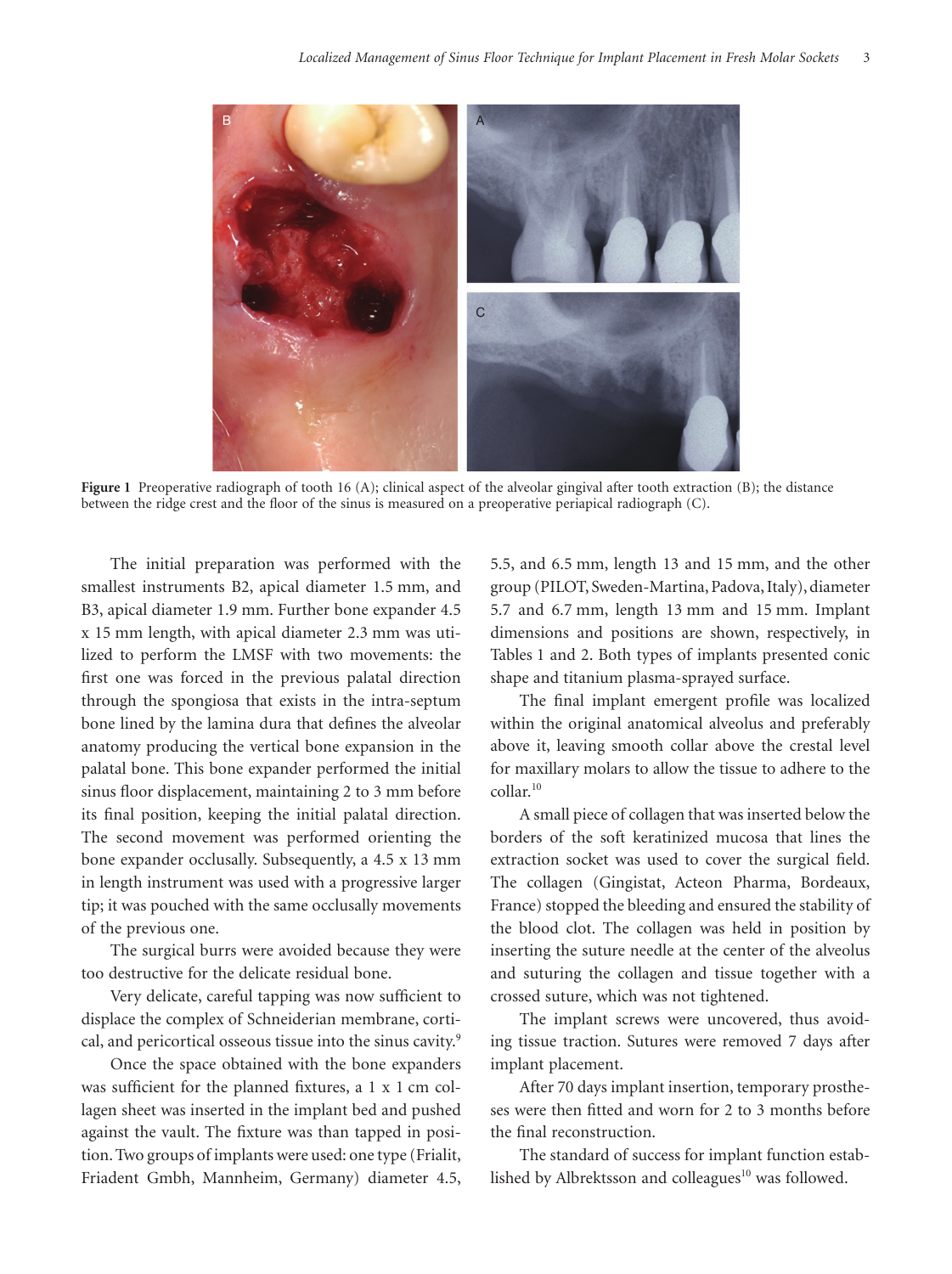**Figure 1** Preoperative radiograph of tooth 16 (A); clinical aspect of the alveolar gingival after tooth extraction (B); the distance between the ridge crest and the floor of the sinus is measured on a preoperative periapical radiograph (C).

The initial preparation was performed with the smallest instruments B2, apical diameter 1.5 mm, and B3, apical diameter 1.9 mm. Further bone expander 4.5 x 15 mm length, with apical diameter 2.3 mm was utilized to perform the LMSF with two movements: the first one was forced in the previous palatal direction through the spongiosa that exists in the intra-septum bone lined by the lamina dura that defines the alveolar anatomy producing the vertical bone expansion in the palatal bone. This bone expander performed the initial sinus floor displacement, maintaining 2 to 3 mm before its final position, keeping the initial palatal direction. The second movement was performed orienting the bone expander occlusally. Subsequently, a 4.5 x 13 mm in length instrument was used with a progressive larger tip; it was pouched with the same occlusally movements of the previous one.

The surgical burrs were avoided because they were too destructive for the delicate residual bone.

Very delicate, careful tapping was now sufficient to displace the complex of Schneiderian membrane, cortical, and pericortical osseous tissue into the sinus cavity.[9]

Once the space obtained with the bone expanders was sufficient for the planned fixtures, a 1 x 1 cm collagen sheet was inserted in the implant bed and pushed against the vault. The fixture was than tapped in position. Two groups of implants were used: one type (Frialit, Friadent Gmbh, Mannheim, Germany) diameter 4.5, 5.5, and 6.5 mm, length 13 and 15 mm, and the other group (PILOT, Sweden-Martina, Padova, Italy), diameter 5.7 and 6.7 mm, length 13 mm and 15 mm. Implant dimensions and positions are shown, respectively, in Tables 1 and 2. Both types of implants presented conic shape and titanium plasma-sprayed surface.

The final implant emergent profile was localized within the original anatomical alveolus and preferably above it, leaving smooth collar above the crestal level for maxillary molars to allow the tissue to adhere to the collar.[10]

A small piece of collagen that was inserted below the borders of the soft keratinized mucosa that lines the extraction socket was used to cover the surgical field. The collagen (Gingistat, Acteon Pharma, Bordeaux, France) stopped the bleeding and ensured the stability of the blood clot. The collagen was held in position by inserting the suture needle at the center of the alveolus and suturing the collagen and tissue together with a crossed suture, which was not tightened.

The implant screws were uncovered, thus avoiding tissue traction. Sutures were removed 7 days after implant placement.

After 70 days implant insertion, temporary prostheses were then fitted and worn for 2 to 3 months before the final reconstruction.

The standard of success for implant function established by Albrektsson and colleagues[10] was followed.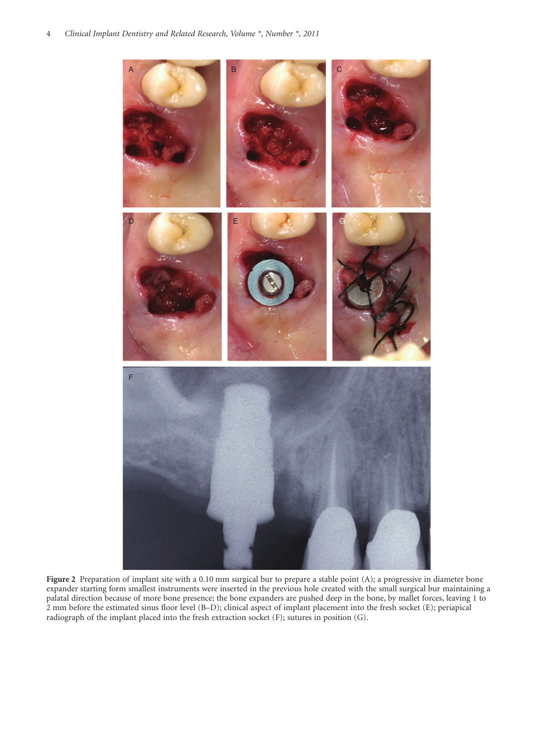**Figure 2** Preparation of implant site with a 0.10 mm surgical bur to prepare a stable point (A); a progressive in diameter bone expander starting form smallest instruments were inserted in the previous hole created with the small surgical bur maintaining a palatal direction because of more bone presence; the bone expanders are pushed deep in the bone, by mallet forces, leaving 1 to 2 mm before the estimated sinus floor level (B–D); clinical aspect of implant placement into the fresh socket (E); periapical radiograph of the implant placed into the fresh extraction socket (F); sutures in position (G).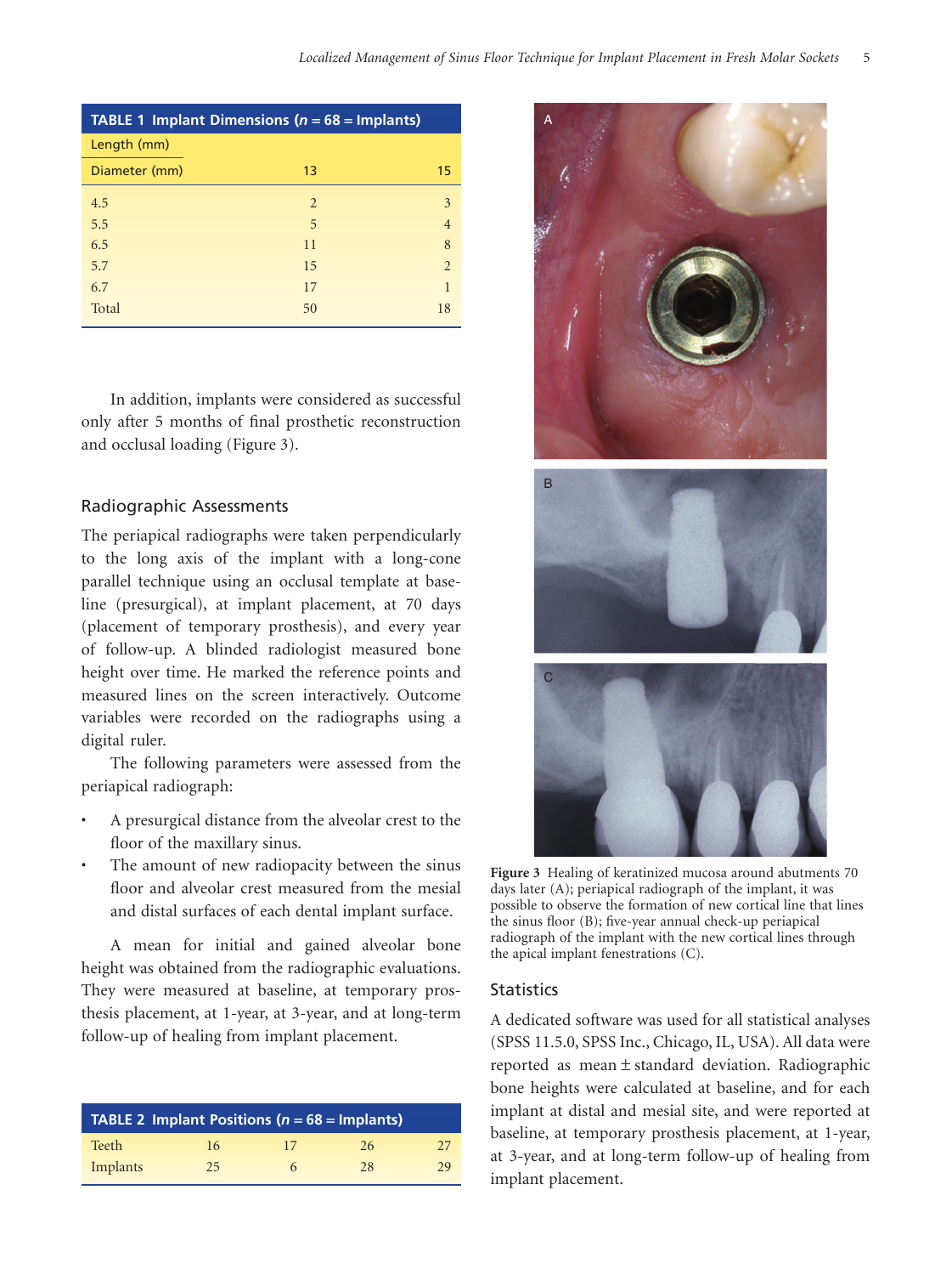**TABLE 1 Implant Dimensions ($n$ = 68 = Implants)**

| Length (mm) | | |
|---|---|---|
| Diameter (mm) | 13 | 15 |
| 4.5 | 2 | 3 |
| 5.5 | 5 | 4 |
| 6.5 | 11 | 8 |
| 5.7 | 15 | 2 |
| 6.7 | 17 | 1 |
| Total | 50 | 18 |

In addition, implants were considered as successful only after 5 months of final prosthetic reconstruction and occlusal loading (Figure 3).

### Radiographic Assessments

The periapical radiographs were taken perpendicularly to the long axis of the implant with a long-cone parallel technique using an occlusal template at baseline (presurgical), at implant placement, at 70 days (placement of temporary prosthesis), and every year of follow-up. A blinded radiologist measured bone height over time. He marked the reference points and measured lines on the screen interactively. Outcome variables were recorded on the radiographs using a digital ruler.

The following parameters were assessed from the periapical radiograph:

- A presurgical distance from the alveolar crest to the floor of the maxillary sinus.
- The amount of new radiopacity between the sinus floor and alveolar crest measured from the mesial and distal surfaces of each dental implant surface.

A mean for initial and gained alveolar bone height was obtained from the radiographic evaluations. They were measured at baseline, at temporary prosthesis placement, at 1-year, at 3-year, and at long-term follow-up of healing from implant placement.

**TABLE 2 Implant Positions ($n$ = 68 = Implants)**

| Teeth | 16 | 17 | 26 | 27 |
|---|---|---|---|---|
| Implants | 25 | 6 | 28 | 29 |

**Figure 3** Healing of keratinized mucosa around abutments 70 days later (A); periapical radiograph of the implant, it was possible to observe the formation of new cortical line that lines the sinus floor (B); five-year annual check-up periapical radiograph of the implant with the new cortical lines through the apical implant fenestrations (C).

### Statistics

A dedicated software was used for all statistical analyses (SPSS 11.5.0, SPSS Inc., Chicago, IL, USA). All data were reported as mean ± standard deviation. Radiographic bone heights were calculated at baseline, and for each implant at distal and mesial site, and were reported at baseline, at temporary prosthesis placement, at 1-year, at 3-year, and at long-term follow-up of healing from implant placement.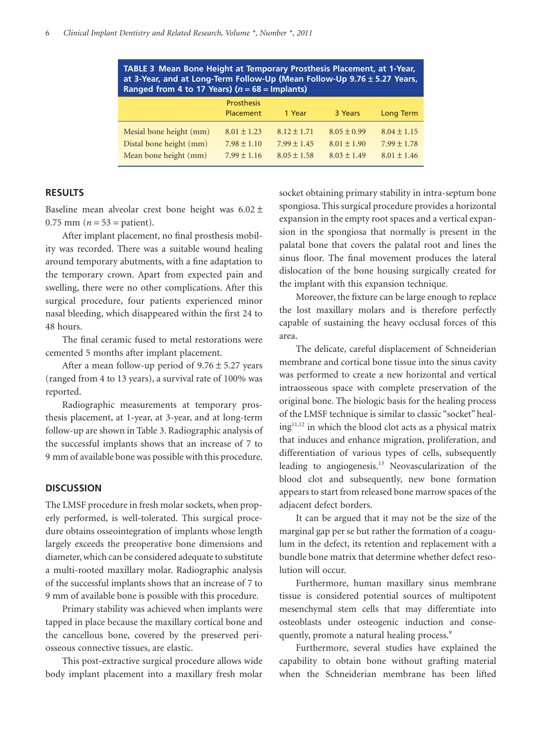TABLE 3 Mean Bone Height at Temporary Prosthesis Placement, at 1-Year, at 3-Year, and at Long-Term Follow-Up (Mean Follow-Up 9.76 ± 5.27 Years, Ranged from 4 to 17 Years) ($n = 68$ = Implants)

| | Prosthesis Placement | 1 Year | 3 Years | Long Term |
|---|---|---|---|---|
| Mesial bone height (mm) | 8.01 ± 1.23 | 8.12 ± 1.71 | 8.05 ± 0.99 | 8.04 ± 1.15 |
| Distal bone height (mm) | 7.98 ± 1.10 | 7.99 ± 1.45 | 8.01 ± 1.90 | 7.99 ± 1.78 |
| Mean bone height (mm) | 7.99 ± 1.16 | 8.05 ± 1.58 | 8.03 ± 1.49 | 8.01 ± 1.46 |

## RESULTS

Baseline mean alveolar crest bone height was 6.02 ± 0.75 mm ($n = 53$ = patient).

After implant placement, no final prosthesis mobility was recorded. There was a suitable wound healing around temporary abutments, with a fine adaptation to the temporary crown. Apart from expected pain and swelling, there were no other complications. After this surgical procedure, four patients experienced minor nasal bleeding, which disappeared within the first 24 to 48 hours.

The final ceramic fused to metal restorations were cemented 5 months after implant placement.

After a mean follow-up period of 9.76 ± 5.27 years (ranged from 4 to 13 years), a survival rate of 100% was reported.

Radiographic measurements at temporary prosthesis placement, at 1-year, at 3-year, and at long-term follow-up are shown in Table 3. Radiographic analysis of the successful implants shows that an increase of 7 to 9 mm of available bone was possible with this procedure.

## DISCUSSION

The LMSF procedure in fresh molar sockets, when properly performed, is well-tolerated. This surgical procedure obtains osseointegration of implants whose length largely exceeds the preoperative bone dimensions and diameter, which can be considered adequate to substitute a multi-rooted maxillary molar. Radiographic analysis of the successful implants shows that an increase of 7 to 9 mm of available bone is possible with this procedure.

Primary stability was achieved when implants were tapped in place because the maxillary cortical bone and the cancellous bone, covered by the preserved periosseous connective tissues, are elastic.

This post-extractive surgical procedure allows wide body implant placement into a maxillary fresh molar socket obtaining primary stability in intra-septum bone spongiosa. This surgical procedure provides a horizontal expansion in the empty root spaces and a vertical expansion in the spongiosa that normally is present in the palatal bone that covers the palatal root and lines the sinus floor. The final movement produces the lateral dislocation of the bone housing surgically created for the implant with this expansion technique.

Moreover, the fixture can be large enough to replace the lost maxillary molars and is therefore perfectly capable of sustaining the heavy occlusal forces of this area.

The delicate, careful displacement of Schneiderian membrane and cortical bone tissue into the sinus cavity was performed to create a new horizontal and vertical intraosseous space with complete preservation of the original bone. The biologic basis for the healing process of the LMSF technique is similar to classic "socket" healing[11,12] in which the blood clot acts as a physical matrix that induces and enhance migration, proliferation, and differentiation of various types of cells, subsequently leading to angiogenesis.[13] Neovascularization of the blood clot and subsequently, new bone formation appears to start from released bone marrow spaces of the adjacent defect borders.

It can be argued that it may not be the size of the marginal gap per se but rather the formation of a coagulum in the defect, its retention and replacement with a bundle bone matrix that determine whether defect resolution will occur.

Furthermore, human maxillary sinus membrane tissue is considered potential sources of multipotent mesenchymal stem cells that may differentiate into osteoblasts under osteogenic induction and consequently, promote a natural healing process.[9]

Furthermore, several studies have explained the capability to obtain bone without grafting material when the Schneiderian membrane has been lifted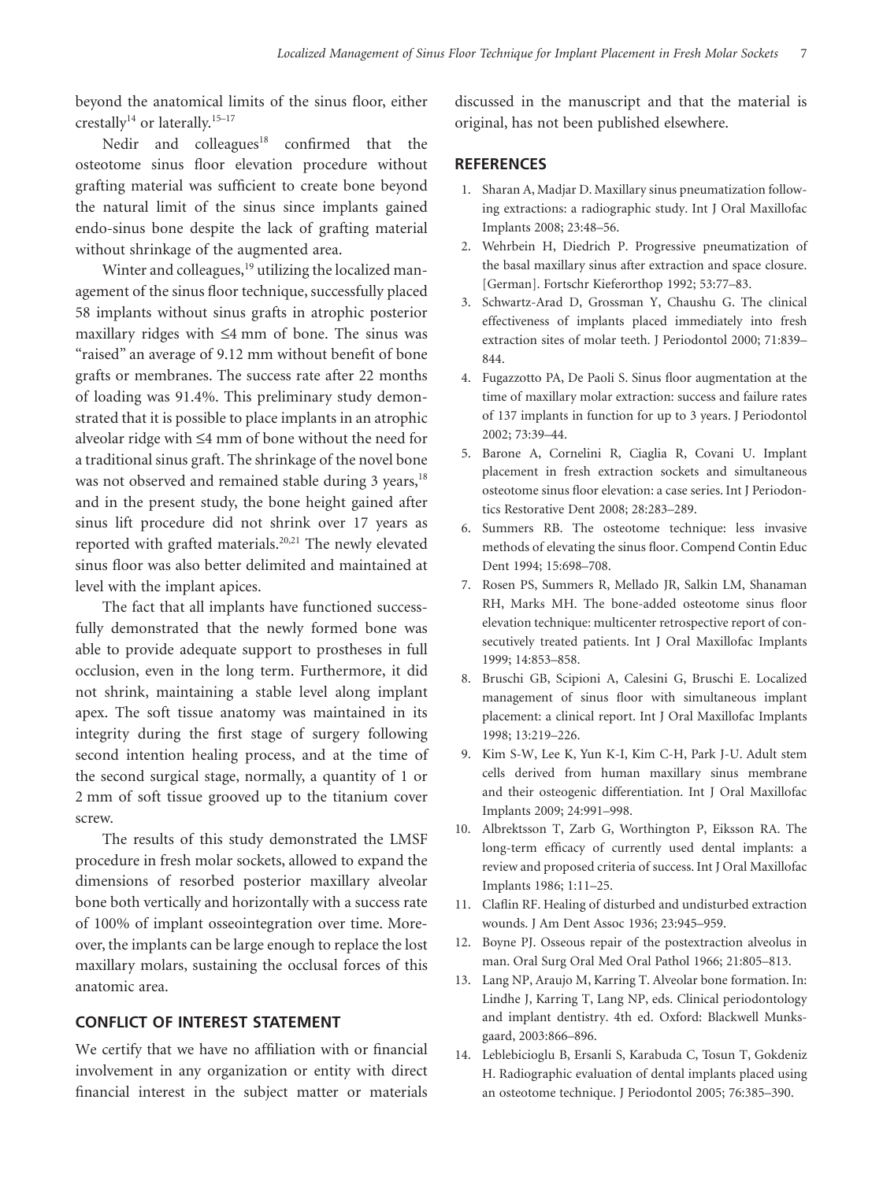beyond the anatomical limits of the sinus floor, either crestally[14] or laterally.[15–17]

Nedir and colleagues[18] confirmed that the osteotome sinus floor elevation procedure without grafting material was sufficient to create bone beyond the natural limit of the sinus since implants gained endo-sinus bone despite the lack of grafting material without shrinkage of the augmented area.

Winter and colleagues,[19] utilizing the localized management of the sinus floor technique, successfully placed 58 implants without sinus grafts in atrophic posterior maxillary ridges with ≤4 mm of bone. The sinus was "raised" an average of 9.12 mm without benefit of bone grafts or membranes. The success rate after 22 months of loading was 91.4%. This preliminary study demonstrated that it is possible to place implants in an atrophic alveolar ridge with ≤4 mm of bone without the need for a traditional sinus graft. The shrinkage of the novel bone was not observed and remained stable during 3 years,[18] and in the present study, the bone height gained after sinus lift procedure did not shrink over 17 years as reported with grafted materials.[20,21] The newly elevated sinus floor was also better delimited and maintained at level with the implant apices.

The fact that all implants have functioned successfully demonstrated that the newly formed bone was able to provide adequate support to prostheses in full occlusion, even in the long term. Furthermore, it did not shrink, maintaining a stable level along implant apex. The soft tissue anatomy was maintained in its integrity during the first stage of surgery following second intention healing process, and at the time of the second surgical stage, normally, a quantity of 1 or 2 mm of soft tissue grooved up to the titanium cover screw.

The results of this study demonstrated the LMSF procedure in fresh molar sockets, allowed to expand the dimensions of resorbed posterior maxillary alveolar bone both vertically and horizontally with a success rate of 100% of implant osseointegration over time. Moreover, the implants can be large enough to replace the lost maxillary molars, sustaining the occlusal forces of this anatomic area.

## CONFLICT OF INTEREST STATEMENT

We certify that we have no affiliation with or financial involvement in any organization or entity with direct financial interest in the subject matter or materials discussed in the manuscript and that the material is original, has not been published elsewhere.

## REFERENCES

1. Sharan A, Madjar D. Maxillary sinus pneumatization following extractions: a radiographic study. Int J Oral Maxillofac Implants 2008; 23:48–56.
2. Wehrbein H, Diedrich P. Progressive pneumatization of the basal maxillary sinus after extraction and space closure. [German]. Fortschr Kieferorthop 1992; 53:77–83.
3. Schwartz-Arad D, Grossman Y, Chaushu G. The clinical effectiveness of implants placed immediately into fresh extraction sites of molar teeth. J Periodontol 2000; 71:839–844.
4. Fugazzotto PA, De Paoli S. Sinus floor augmentation at the time of maxillary molar extraction: success and failure rates of 137 implants in function for up to 3 years. J Periodontol 2002; 73:39–44.
5. Barone A, Cornelini R, Ciaglia R, Covani U. Implant placement in fresh extraction sockets and simultaneous osteotome sinus floor elevation: a case series. Int J Periodontics Restorative Dent 2008; 28:283–289.
6. Summers RB. The osteotome technique: less invasive methods of elevating the sinus floor. Compend Contin Educ Dent 1994; 15:698–708.
7. Rosen PS, Summers R, Mellado JR, Salkin LM, Shanaman RH, Marks MH. The bone-added osteotome sinus floor elevation technique: multicenter retrospective report of consecutively treated patients. Int J Oral Maxillofac Implants 1999; 14:853–858.
8. Bruschi GB, Scipioni A, Calesini G, Bruschi E. Localized management of sinus floor with simultaneous implant placement: a clinical report. Int J Oral Maxillofac Implants 1998; 13:219–226.
9. Kim S-W, Lee K, Yun K-I, Kim C-H, Park J-U. Adult stem cells derived from human maxillary sinus membrane and their osteogenic differentiation. Int J Oral Maxillofac Implants 2009; 24:991–998.
10. Albrektsson T, Zarb G, Worthington P, Eiksson RA. The long-term efficacy of currently used dental implants: a review and proposed criteria of success. Int J Oral Maxillofac Implants 1986; 1:11–25.
11. Claflin RF. Healing of disturbed and undisturbed extraction wounds. J Am Dent Assoc 1936; 23:945–959.
12. Boyne PJ. Osseous repair of the postextraction alveolus in man. Oral Surg Oral Med Oral Pathol 1966; 21:805–813.
13. Lang NP, Araujo M, Karring T. Alveolar bone formation. In: Lindhe J, Karring T, Lang NP, eds. Clinical periodontology and implant dentistry. 4th ed. Oxford: Blackwell Munksgaard, 2003:866–896.
14. Leblebicioglu B, Ersanli S, Karabuda C, Tosun T, Gokdeniz H. Radiographic evaluation of dental implants placed using an osteotome technique. J Periodontol 2005; 76:385–390.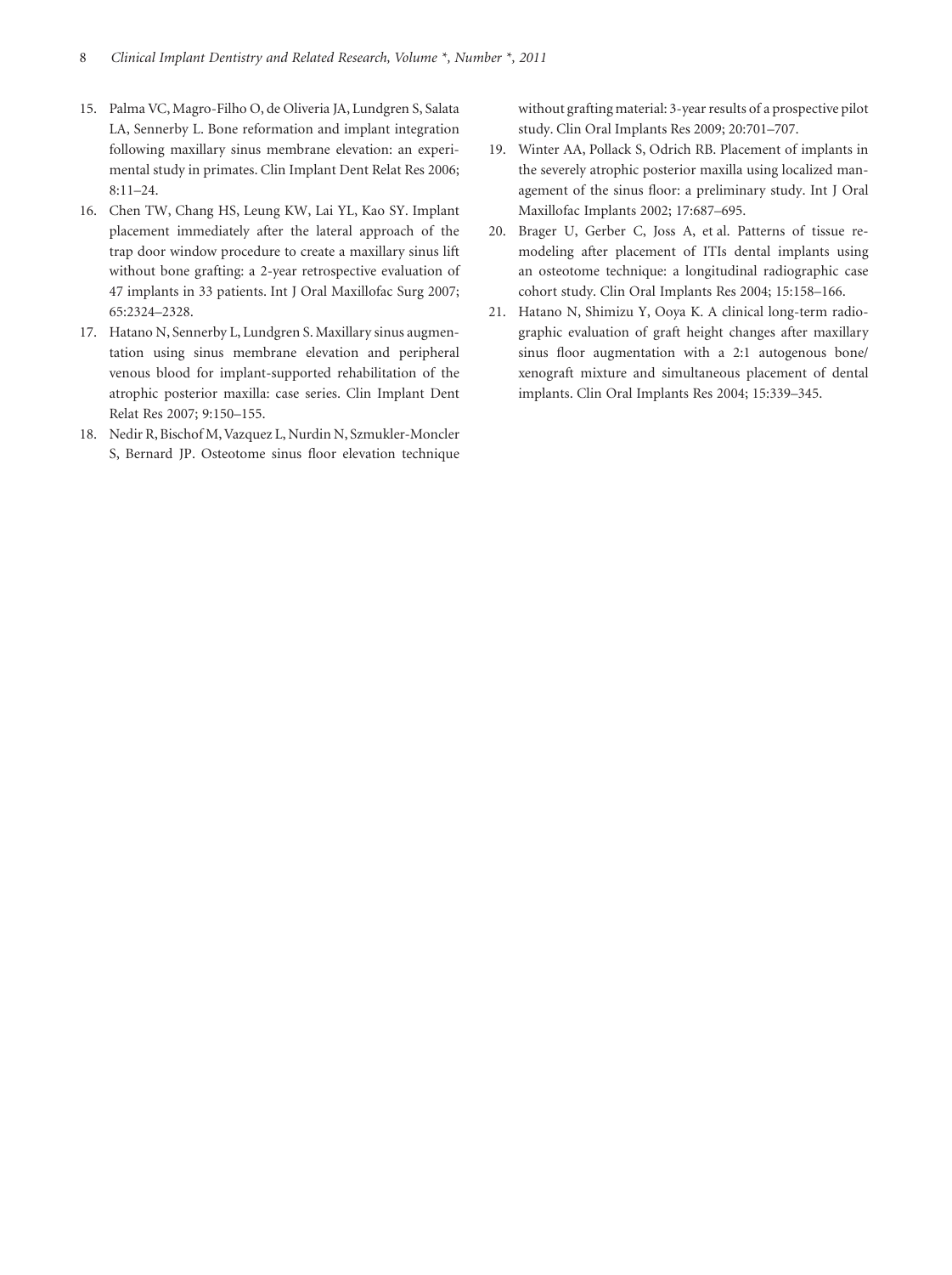15. Palma VC, Magro-Filho O, de Oliveria JA, Lundgren S, Salata LA, Sennerby L. Bone reformation and implant integration following maxillary sinus membrane elevation: an experimental study in primates. Clin Implant Dent Relat Res 2006; 8:11–24.
16. Chen TW, Chang HS, Leung KW, Lai YL, Kao SY. Implant placement immediately after the lateral approach of the trap door window procedure to create a maxillary sinus lift without bone grafting: a 2-year retrospective evaluation of 47 implants in 33 patients. Int J Oral Maxillofac Surg 2007; 65:2324–2328.
17. Hatano N, Sennerby L, Lundgren S. Maxillary sinus augmentation using sinus membrane elevation and peripheral venous blood for implant-supported rehabilitation of the atrophic posterior maxilla: case series. Clin Implant Dent Relat Res 2007; 9:150–155.
18. Nedir R, Bischof M, Vazquez L, Nurdin N, Szmukler-Moncler S, Bernard JP. Osteotome sinus floor elevation technique without grafting material: 3-year results of a prospective pilot study. Clin Oral Implants Res 2009; 20:701–707.
19. Winter AA, Pollack S, Odrich RB. Placement of implants in the severely atrophic posterior maxilla using localized management of the sinus floor: a preliminary study. Int J Oral Maxillofac Implants 2002; 17:687–695.
20. Brager U, Gerber C, Joss A, et al. Patterns of tissue remodeling after placement of ITIs dental implants using an osteotome technique: a longitudinal radiographic case cohort study. Clin Oral Implants Res 2004; 15:158–166.
21. Hatano N, Shimizu Y, Ooya K. A clinical long-term radiographic evaluation of graft height changes after maxillary sinus floor augmentation with a 2:1 autogenous bone/xenograft mixture and simultaneous placement of dental implants. Clin Oral Implants Res 2004; 15:339–345.